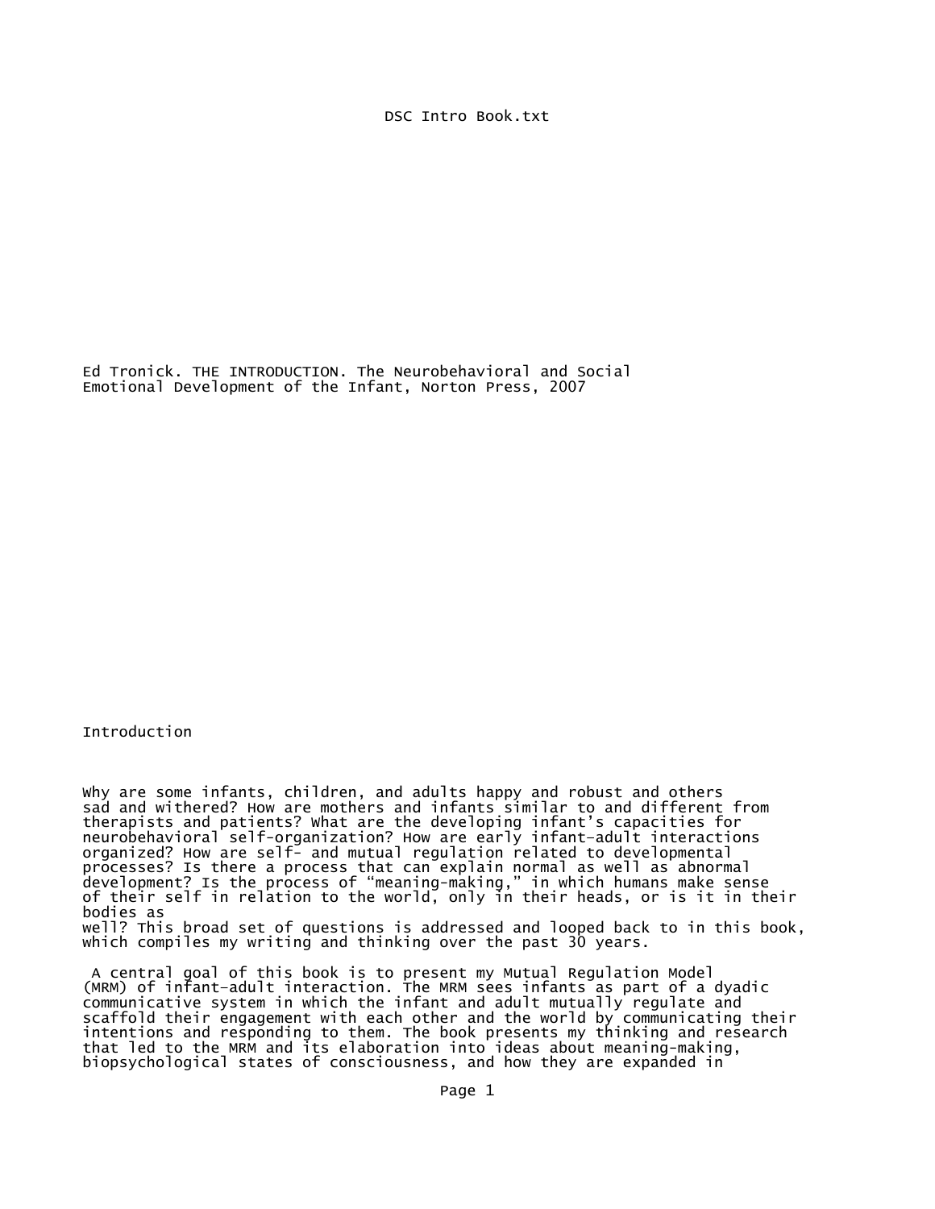Ed Tronick. THE INTRODUCTION. The Neurobehavioral and Social Emotional Development of the Infant, Norton Press, 2007

# Introduction

Why are some infants, children, and adults happy and robust and others sad and withered? How are mothers and infants similar to and different from therapists and patients? What are the developing infant's capacities for neurobehavioral self-organization? How are early infant–adult interactions organized? How are self- and mutual regulation related to developmental processes? Is there a process that can explain normal as well as abnormal development? Is the process of "meaning-making," in which humans make sense of their self in relation to the world, only in their heads, or is it in their bodies as well? This broad set of questions is addressed and looped back to in this book, which compiles my writing and thinking over the past 30 years.

A central goal of this book is to present my Mutual Regulation Model (MRM) of infant–adult interaction. The MRM sees infants as part of a dyadic communicative system in which the infant and adult mutually regulate and scaffold their engagement with each other and the world by communicating their intentions and responding to them. The book presents my thinking and research that led to the MRM and its elaboration into ideas about meaning-making, biopsychological states of consciousness, and how they are expanded in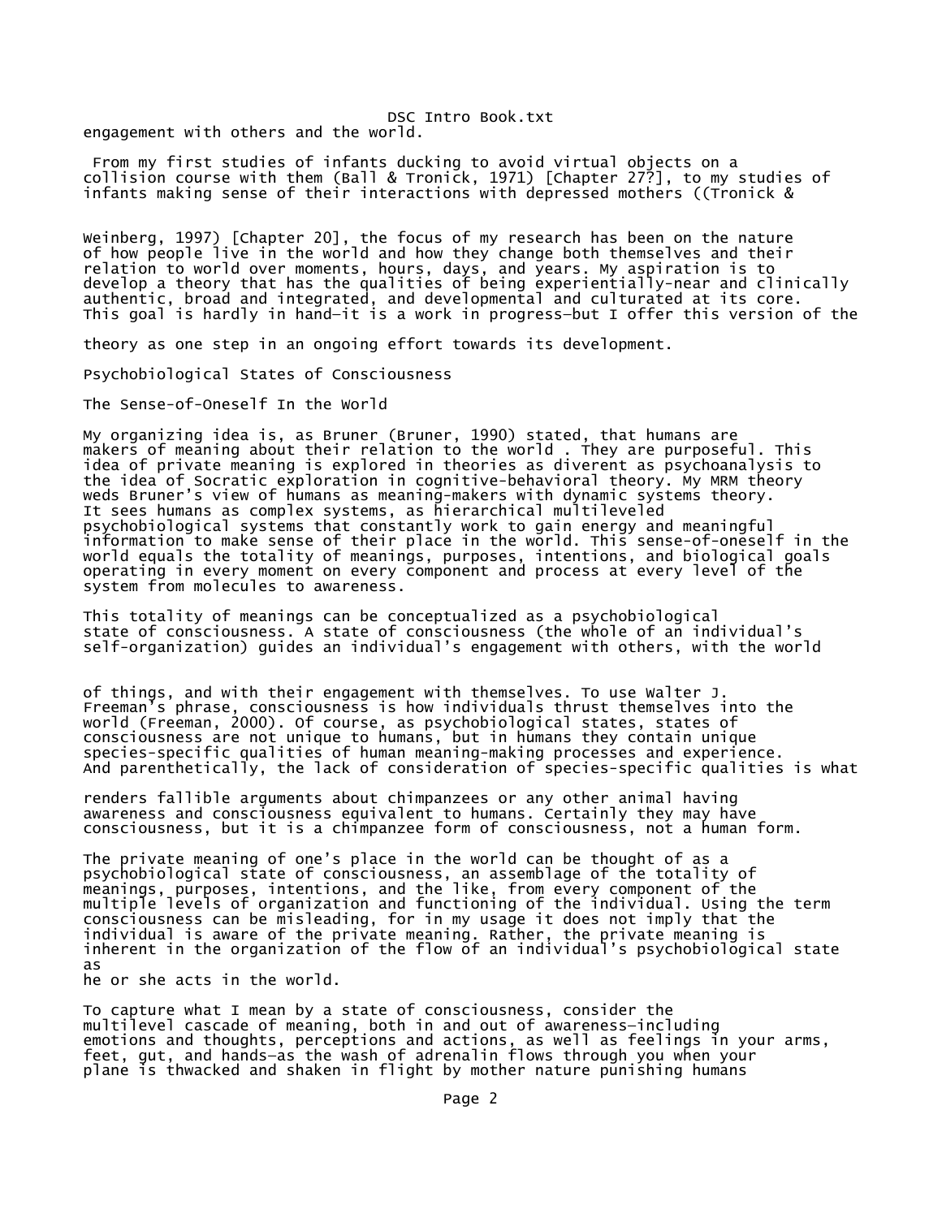engagement with others and the world.

From my first studies of infants ducking to avoid virtual objects on a collision course with them (Ball & Tronick, 1971) [Chapter 27?], to my studies of infants making sense of their interactions with depressed mothers ((Tronick & Weinberg, 1997) [Chapter 20], the focus of my research has been on the nature of how people live in the world and how they change both themselves and their relation to world over moments, hours, days, and years. My aspiration is to develop a theory that has the qualities of being experientially-near and clinically authentic, broad and integrated, and developmental and culturated at its core. This goal is hardly in hand—it is a work in progress—but I offer this version of the theory as one step in an ongoing effort towards its development.

## Psychobiological States of Consciousness

### The Sense-of-Oneself In the World

My organizing idea is, as Bruner (Bruner, 1990) stated, that humans are makers of meaning about their relation to the world . They are purposeful. This idea of private meaning is explored in theories as diverent as psychoanalysis to the idea of Socratic exploration in cognitive-behavioral theory. My MRM theory weds Bruner's view of humans as meaning-makers with dynamic systems theory. It sees humans as complex systems, as hierarchical multileveled psychobiological systems that constantly work to gain energy and meaningful information to make sense of their place in the world. This sense-of-oneself in the world equals the totality of meanings, purposes, intentions, and biological goals operating in every moment on every component and process at every level of the system from molecules to awareness.

This totality of meanings can be conceptualized as a psychobiological state of consciousness. A state of consciousness (the whole of an individual's self-organization) guides an individual's engagement with others, with the world of things, and with their engagement with themselves. To use Walter J. Freeman's phrase, consciousness is how individuals thrust themselves into the world (Freeman, 2000). Of course, as psychobiological states, states of consciousness are not unique to humans, but in humans they contain unique species-specific qualities of human meaning-making processes and experience. And parenthetically, the lack of consideration of species-specific qualities is what renders fallible arguments about chimpanzees or any other animal having awareness and consciousness equivalent to humans. Certainly they may have consciousness, but it is a chimpanzee form of consciousness, not a human form.

The private meaning of one's place in the world can be thought of as a psychobiological state of consciousness, an assemblage of the totality of meanings, purposes, intentions, and the like, from every component of the multiple levels of organization and functioning of the individual. Using the term consciousness can be misleading, for in my usage it does not imply that the individual is aware of the private meaning. Rather, the private meaning is inherent in the organization of the flow of an individual's psychobiological state as he or she acts in the world.

To capture what I mean by a state of consciousness, consider the multilevel cascade of meaning, both in and out of awareness—including emotions and thoughts, perceptions and actions, as well as feelings in your arms, feet, gut, and hands—as the wash of adrenalin flows through you when your plane is thwacked and shaken in flight by mother nature punishing humans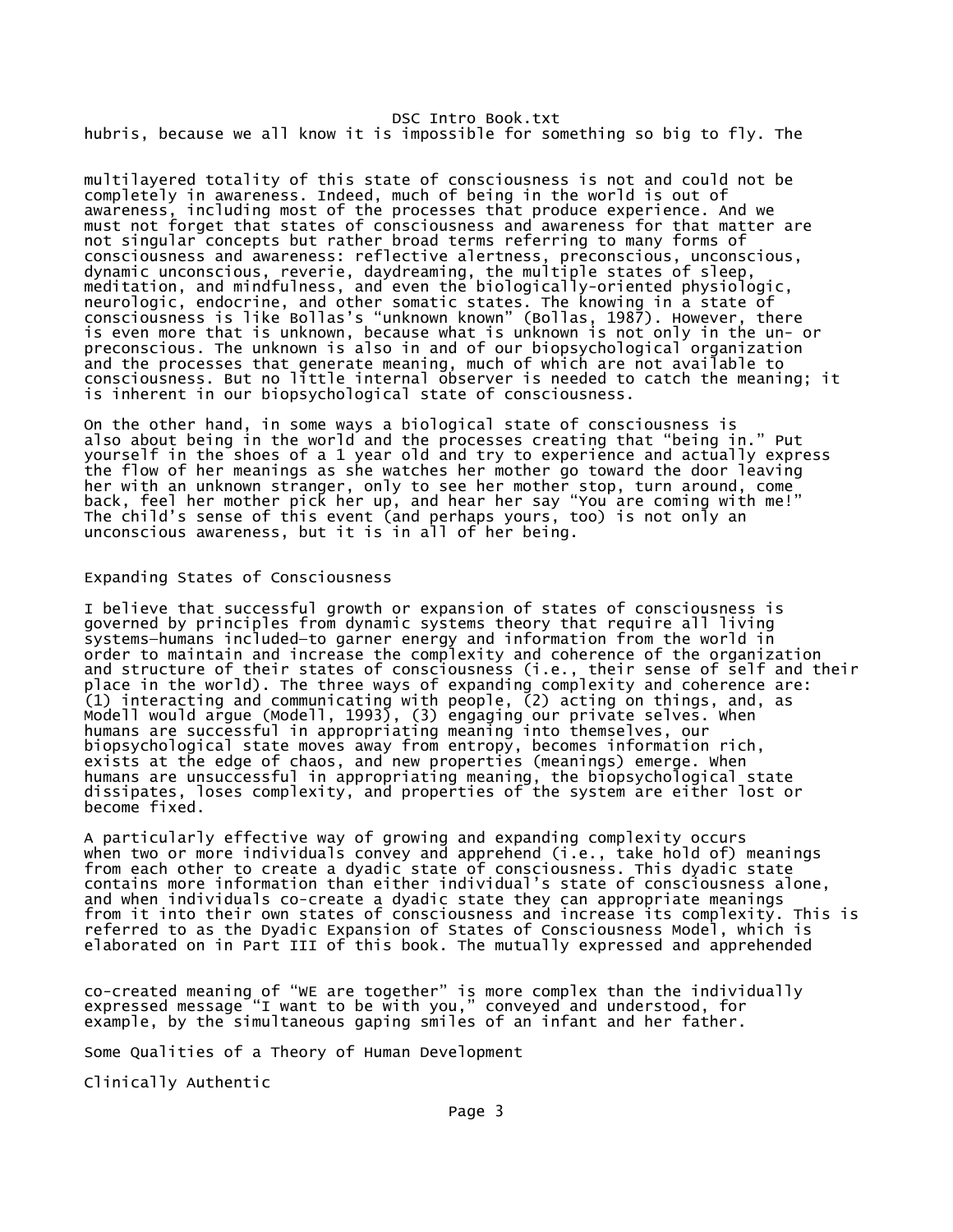hubris, because we all know it is impossible for something so big to fly. The

multilayered totality of this state of consciousness is not and could not be completely in awareness. Indeed, much of being in the world is out of awareness, including most of the processes that produce experience. And we must not forget that states of consciousness and awareness for that matter are not singular concepts but rather broad terms referring to many forms of consciousness and awareness: reflective alertness, preconscious, unconscious, dynamic unconscious, reverie, daydreaming, the multiple states of sleep, meditation, and mindfulness, and even the biologically-oriented physiologic, neurologic, endocrine, and other somatic states. The knowing in a state of consciousness is like Bollas's "unknown known" (Bollas, 1987). However, there is even more that is unknown, because what is unknown is not only in the un- or preconscious. The unknown is also in and of our biopsychological organization and the processes that generate meaning, much of which are not available to consciousness. But no little internal observer is needed to catch the meaning; it is inherent in our biopsychological state of consciousness.

On the other hand, in some ways a biological state of consciousness is also about being in the world and the processes creating that "being in." Put yourself in the shoes of a 1 year old and try to experience and actually express the flow of her meanings as she watches her mother go toward the door leaving her with an unknown stranger, only to see her mother stop, turn around, come back, feel her mother pick her up, and hear her say "You are coming with me!" The child's sense of this event (and perhaps yours, too) is not only an unconscious awareness, but it is in all of her being.

## Expanding States of Consciousness

I believe that successful growth or expansion of states of consciousness is governed by principles from dynamic systems theory that require all living systems—humans included—to garner energy and information from the world in order to maintain and increase the complexity and coherence of the organization and structure of their states of consciousness (i.e., their sense of self and their place in the world). The three ways of expanding complexity and coherence are: (1) interacting and communicating with people, (2) acting on things, and, as Modell would argue (Modell, 1993), (3) engaging our private selves. When humans are successful in appropriating meaning into themselves, our biopsychological state moves away from entropy, becomes information rich, exists at the edge of chaos, and new properties (meanings) emerge. When humans are unsuccessful in appropriating meaning, the biopsychological state dissipates, loses complexity, and properties of the system are either lost or become fixed.

A particularly effective way of growing and expanding complexity occurs when two or more individuals convey and apprehend (i.e., take hold of) meanings from each other to create a dyadic state of consciousness. This dyadic state contains more information than either individual's state of consciousness alone, and when individuals co-create a dyadic state they can appropriate meanings from it into their own states of consciousness and increase its complexity. This is referred to as the Dyadic Expansion of States of Consciousness Model, which is elaborated on in Part III of this book. The mutually expressed and apprehended

co-created meaning of "WE are together" is more complex than the individually expressed message "I want to be with you," conveyed and understood, for example, by the simultaneous gaping smiles of an infant and her father.

## Some Qualities of a Theory of Human Development

### Clinically Authentic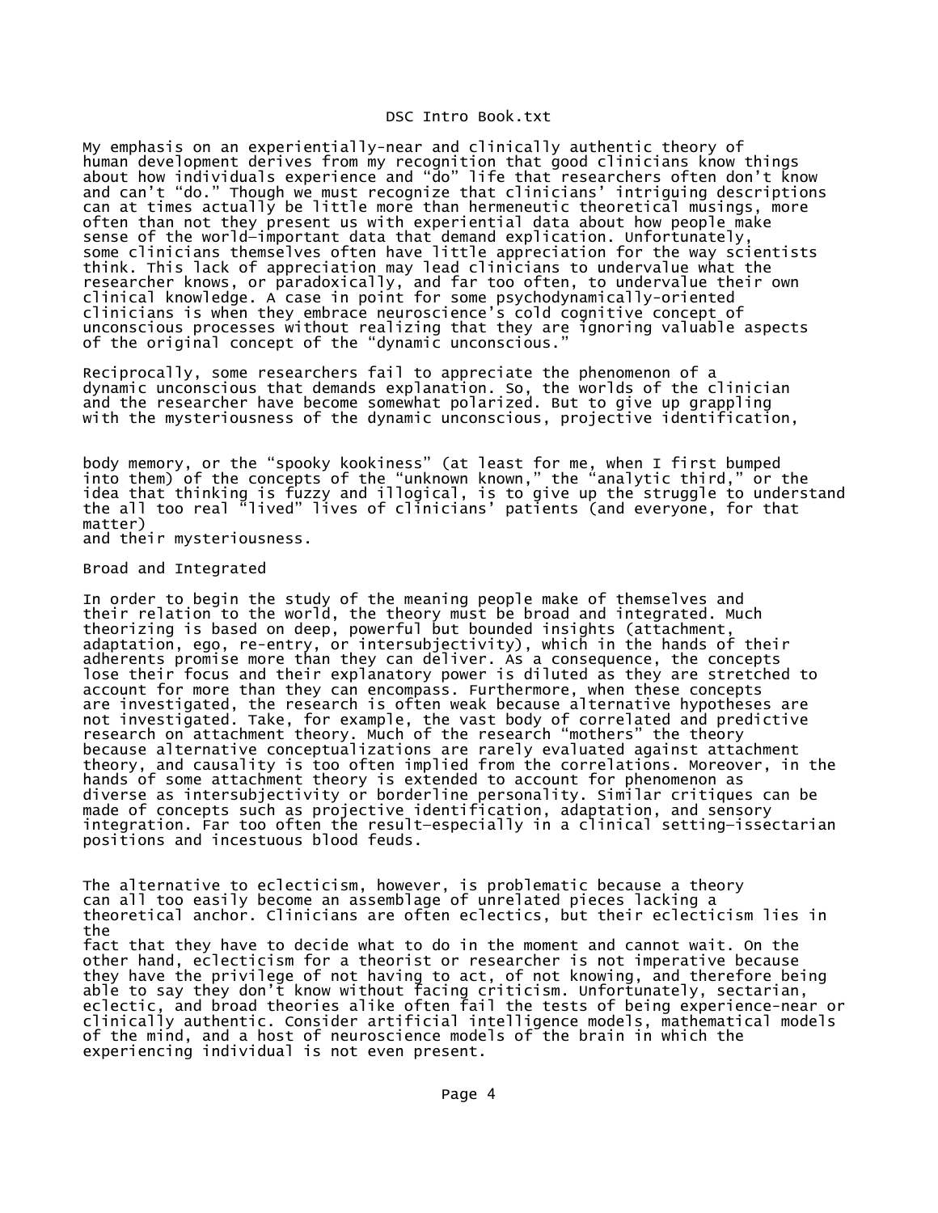My emphasis on an experientially-near and clinically authentic theory of human development derives from my recognition that good clinicians know things about how individuals experience and "do" life that researchers often don't know and can't "do." Though we must recognize that clinicians' intriguing descriptions can at times actually be little more than hermeneutic theoretical musings, more often than not they present us with experiential data about how people make sense of the world—important data that demand explication. Unfortunately, some clinicians themselves often have little appreciation for the way scientists think. This lack of appreciation may lead clinicians to undervalue what the researcher knows, or paradoxically, and far too often, to undervalue their own clinical knowledge. A case in point for some psychodynamically-oriented clinicians is when they embrace neuroscience's cold cognitive concept of unconscious processes without realizing that they are ignoring valuable aspects of the original concept of the "dynamic unconscious."

Reciprocally, some researchers fail to appreciate the phenomenon of a dynamic unconscious that demands explanation. So, the worlds of the clinician and the researcher have become somewhat polarized. But to give up grappling with the mysteriousness of the dynamic unconscious, projective identification, body memory, or the "spooky kookiness" (at least for me, when I first bumped into them) of the concepts of the "unknown known," the "analytic third," or the idea that thinking is fuzzy and illogical, is to give up the struggle to understand the all too real "lived" lives of clinicians' patients (and everyone, for that matter) and their mysteriousness.

## Broad and Integrated

In order to begin the study of the meaning people make of themselves and their relation to the world, the theory must be broad and integrated. Much theorizing is based on deep, powerful but bounded insights (attachment, adaptation, ego, re-entry, or intersubjectivity), which in the hands of their adherents promise more than they can deliver. As a consequence, the concepts lose their focus and their explanatory power is diluted as they are stretched to account for more than they can encompass. Furthermore, when these concepts are investigated, the research is often weak because alternative hypotheses are not investigated. Take, for example, the vast body of correlated and predictive research on attachment theory. Much of the research "mothers" the theory because alternative conceptualizations are rarely evaluated against attachment theory, and causality is too often implied from the correlations. Moreover, in the hands of some attachment theory is extended to account for phenomenon as diverse as intersubjectivity or borderline personality. Similar critiques can be made of concepts such as projective identification, adaptation, and sensory integration. Far too often the result—especially in a clinical setting—issectarian positions and incestuous blood feuds.

The alternative to eclecticism, however, is problematic because a theory can all too easily become an assemblage of unrelated pieces lacking a theoretical anchor. Clinicians are often eclectics, but their eclecticism lies in the fact that they have to decide what to do in the moment and cannot wait. On the other hand, eclecticism for a theorist or researcher is not imperative because they have the privilege of not having to act, of not knowing, and therefore being able to say they don't know without facing criticism. Unfortunately, sectarian, eclectic, and broad theories alike often fail the tests of being experience-near or clinically authentic. Consider artificial intelligence models, mathematical models of the mind, and a host of neuroscience models of the brain in which the experiencing individual is not even present.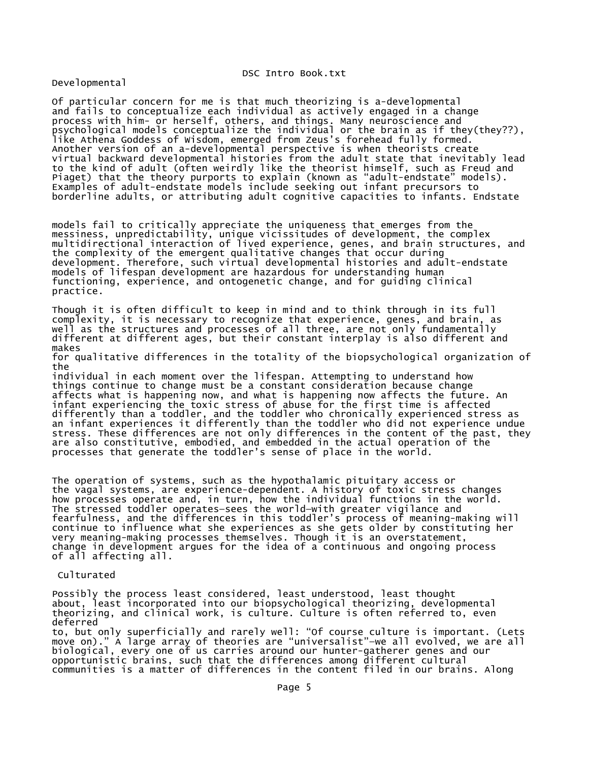## Developmental

Of particular concern for me is that much theorizing is a-developmental and fails to conceptualize each individual as actively engaged in a change process with him- or herself, others, and things. Many neuroscience and psychological models conceptualize the individual or the brain as if they(they??), like Athena Goddess of Wisdom, emerged from Zeus's forehead fully formed. Another version of an a-developmental perspective is when theorists create virtual backward developmental histories from the adult state that inevitably lead to the kind of adult (often weirdly like the theorist himself, such as Freud and Piaget) that the theory purports to explain (known as "adult-endstate" models). Examples of adult-endstate models include seeking out infant precursors to borderline adults, or attributing adult cognitive capacities to infants. Endstate models fail to critically appreciate the uniqueness that emerges from the messiness, unpredictability, unique vicissitudes of development, the complex multidirectional interaction of lived experience, genes, and brain structures, and the complexity of the emergent qualitative changes that occur during development. Therefore, such virtual developmental histories and adult-endstate models of lifespan development are hazardous for understanding human functioning, experience, and ontogenetic change, and for guiding clinical practice.

Though it is often difficult to keep in mind and to think through in its full complexity, it is necessary to recognize that experience, genes, and brain, as well as the structures and processes of all three, are not only fundamentally different at different ages, but their constant interplay is also different and makes for qualitative differences in the totality of the biopsychological organization of the individual in each moment over the lifespan. Attempting to understand how things continue to change must be a constant consideration because change affects what is happening now, and what is happening now affects the future. An infant experiencing the toxic stress of abuse for the first time is affected differently than a toddler, and the toddler who chronically experienced stress as an infant experiences it differently than the toddler who did not experience undue stress. These differences are not only differences in the content of the past, they are also constitutive, embodied, and embedded in the actual operation of the processes that generate the toddler's sense of place in the world.

The operation of systems, such as the hypothalamic pituitary access or the vagal systems, are experience-dependent. A history of toxic stress changes how processes operate and, in turn, how the individual functions in the world. The stressed toddler operates—sees the world—with greater vigilance and fearfulness, and the differences in this toddler's process of meaning-making will continue to influence what she experiences as she gets older by constituting her very meaning-making processes themselves. Though it is an overstatement, change in development argues for the idea of a continuous and ongoing process of all affecting all.

## Culturated

Possibly the process least considered, least understood, least thought about, least incorporated into our biopsychological theorizing, developmental theorizing, and clinical work, is culture. Culture is often referred to, even deferred to, but only superficially and rarely well: "Of course culture is important. (Lets move on)." A large array of theories are "universalist"—we all evolved, we are all biological, every one of us carries around our hunter-gatherer genes and our opportunistic brains, such that the differences among different cultural communities is a matter of differences in the content filed in our brains. Along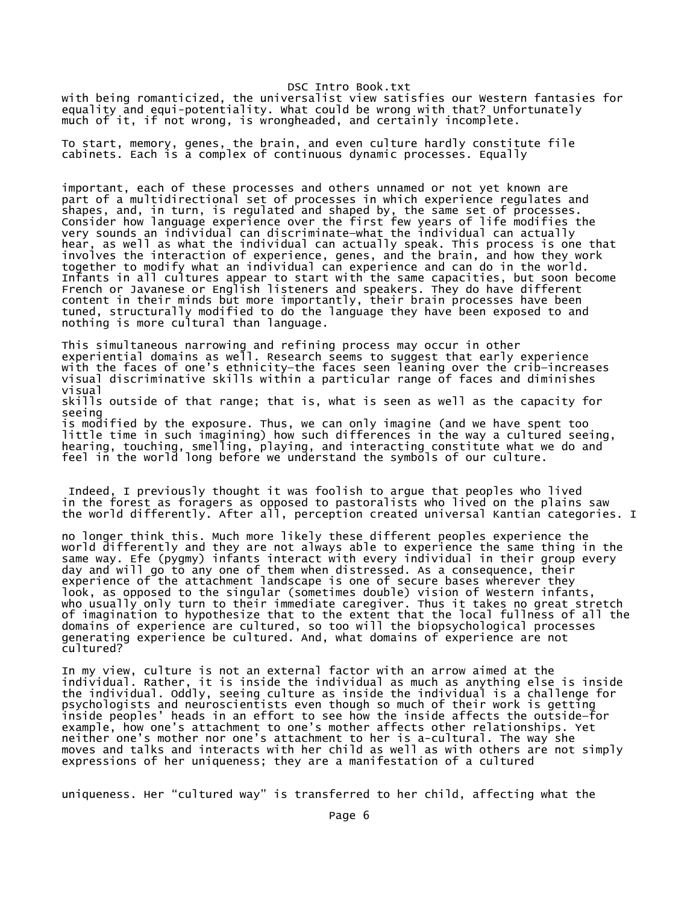with being romanticized, the universalist view satisfies our Western fantasies for equality and equi-potentiality. What could be wrong with that? Unfortunately much of it, if not wrong, is wrongheaded, and certainly incomplete.

To start, memory, genes, the brain, and even culture hardly constitute file cabinets. Each is a complex of continuous dynamic processes. Equally important, each of these processes and others unnamed or not yet known are part of a multidirectional set of processes in which experience regulates and shapes, and, in turn, is regulated and shaped by, the same set of processes. Consider how language experience over the first few years of life modifies the very sounds an individual can discriminate—what the individual can actually hear, as well as what the individual can actually speak. This process is one that involves the interaction of experience, genes, and the brain, and how they work together to modify what an individual can experience and can do in the world. Infants in all cultures appear to start with the same capacities, but soon become French or Javanese or English listeners and speakers. They do have different content in their minds but more importantly, their brain processes have been tuned, structurally modified to do the language they have been exposed to and nothing is more cultural than language.

This simultaneous narrowing and refining process may occur in other experiential domains as well. Research seems to suggest that early experience with the faces of one's ethnicity—the faces seen leaning over the crib—increases visual discriminative skills within a particular range of faces and diminishes visual skills outside of that range; that is, what is seen as well as the capacity for seeing is modified by the exposure. Thus, we can only imagine (and we have spent too little time in such imagining) how such differences in the way a cultured seeing, hearing, touching, smelling, playing, and interacting constitute what we do and feel in the world long before we understand the symbols of our culture.

Indeed, I previously thought it was foolish to argue that peoples who lived in the forest as foragers as opposed to pastoralists who lived on the plains saw the world differently. After all, perception created universal Kantian categories. I no longer think this. Much more likely these different peoples experience the world differently and they are not always able to experience the same thing in the same way. Efe (pygmy) infants interact with every individual in their group every day and will go to any one of them when distressed. As a consequence, their experience of the attachment landscape is one of secure bases wherever they look, as opposed to the singular (sometimes double) vision of Western infants, who usually only turn to their immediate caregiver. Thus it takes no great stretch of imagination to hypothesize that to the extent that the local fullness of all the domains of experience are cultured, so too will the biopsychological processes generating experience be cultured. And, what domains of experience are not cultured?

In my view, culture is not an external factor with an arrow aimed at the individual. Rather, it is inside the individual as much as anything else is inside the individual. Oddly, seeing culture as inside the individual is a challenge for psychologists and neuroscientists even though so much of their work is getting inside peoples' heads in an effort to see how the inside affects the outside—for example, how one's attachment to one's mother affects other relationships. Yet neither one's mother nor one's attachment to her is a-cultural. The way she moves and talks and interacts with her child as well as with others are not simply expressions of her uniqueness; they are a manifestation of a cultured uniqueness. Her "cultured way" is transferred to her child, affecting what the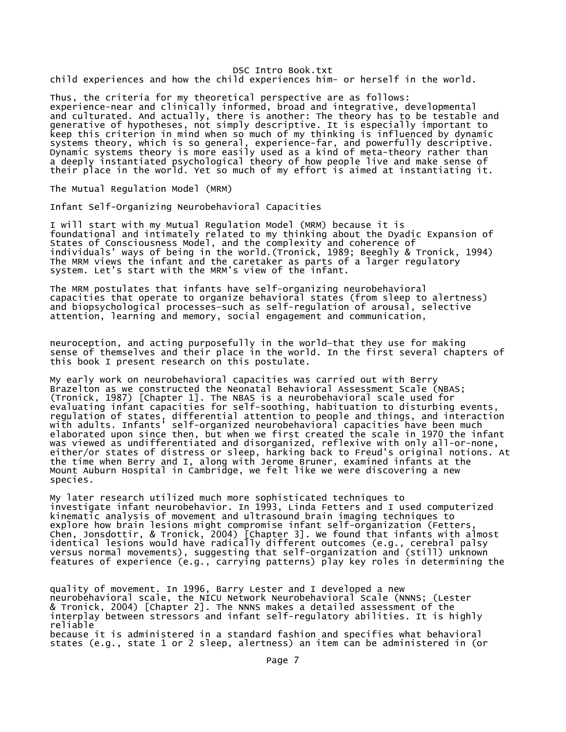child experiences and how the child experiences him- or herself in the world.

Thus, the criteria for my theoretical perspective are as follows: experience-near and clinically informed, broad and integrative, developmental and culturated. And actually, there is another: The theory has to be testable and generative of hypotheses, not simply descriptive. It is especially important to keep this criterion in mind when so much of my thinking is influenced by dynamic systems theory, which is so general, experience-far, and powerfully descriptive. Dynamic systems theory is more easily used as a kind of meta-theory rather than a deeply instantiated psychological theory of how people live and make sense of their place in the world. Yet so much of my effort is aimed at instantiating it.

## The Mutual Regulation Model (MRM)

### Infant Self-Organizing Neurobehavioral Capacities

I will start with my Mutual Regulation Model (MRM) because it is foundational and intimately related to my thinking about the Dyadic Expansion of States of Consciousness Model, and the complexity and coherence of individuals' ways of being in the world.(Tronick, 1989; Beeghly & Tronick, 1994) The MRM views the infant and the caretaker as parts of a larger regulatory system. Let's start with the MRM's view of the infant.

The MRM postulates that infants have self-organizing neurobehavioral capacities that operate to organize behavioral states (from sleep to alertness) and biopsychological processes—such as self-regulation of arousal, selective attention, learning and memory, social engagement and communication, neuroception, and acting purposefully in the world—that they use for making sense of themselves and their place in the world. In the first several chapters of this book I present research on this postulate.

My early work on neurobehavioral capacities was carried out with Berry Brazelton as we constructed the Neonatal Behavioral Assessment Scale (NBAS; (Tronick, 1987) [Chapter 1]. The NBAS is a neurobehavioral scale used for evaluating infant capacities for self-soothing, habituation to disturbing events, regulation of states, differential attention to people and things, and interaction with adults. Infants' self-organized neurobehavioral capacities have been much elaborated upon since then, but when we first created the scale in 1970 the infant was viewed as undifferentiated and disorganized, reflexive with only all-or-none, either/or states of distress or sleep, harking back to Freud's original notions. At the time when Berry and I, along with Jerome Bruner, examined infants at the Mount Auburn Hospital in Cambridge, we felt like we were discovering a new species.

My later research utilized much more sophisticated techniques to investigate infant neurobehavior. In 1993, Linda Fetters and I used computerized kinematic analysis of movement and ultrasound brain imaging techniques to explore how brain lesions might compromise infant self-organization (Fetters, Chen, Jonsdottir, & Tronick, 2004) [Chapter 3]. We found that infants with almost identical lesions would have radically different outcomes (e.g., cerebral palsy versus normal movements), suggesting that self-organization and (still) unknown features of experience (e.g., carrying patterns) play key roles in determining the quality of movement. In 1996, Barry Lester and I developed a new neurobehavioral scale, the NICU Network Neurobehavioral Scale (NNNS; (Lester & Tronick, 2004) [Chapter 2]. The NNNS makes a detailed assessment of the interplay between stressors and infant self-regulatory abilities. It is highly reliable because it is administered in a standard fashion and specifies what behavioral states (e.g., state 1 or 2 sleep, alertness) an item can be administered in (or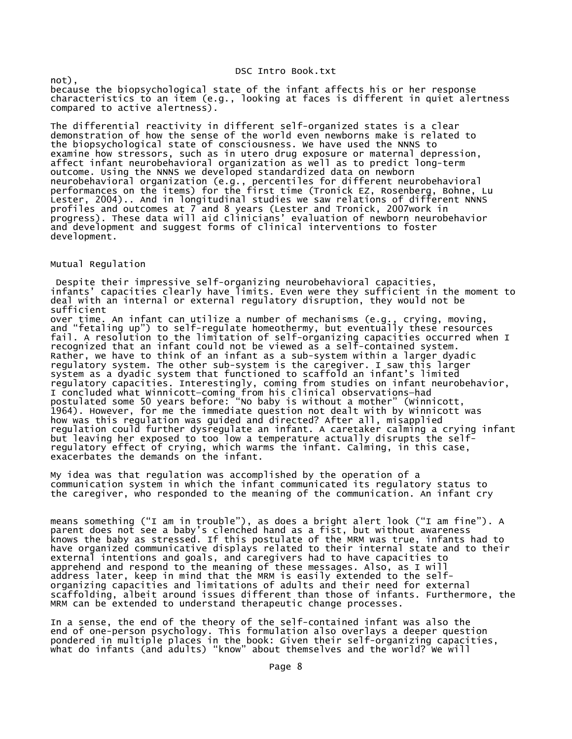not),
because the biopsychological state of the infant affects his or her response characteristics to an item (e.g., looking at faces is different in quiet alertness compared to active alertness).

The differential reactivity in different self-organized states is a clear demonstration of how the sense of the world even newborns make is related to the biopsychological state of consciousness. We have used the NNNS to examine how stressors, such as in utero drug exposure or maternal depression, affect infant neurobehavioral organization as well as to predict long-term outcome. Using the NNNS we developed standardized data on newborn neurobehavioral organization (e.g., percentiles for different neurobehavioral performances on the items) for the first time (Tronick EZ, Rosenberg, Bohne, Lu Lester, 2004).. And in longitudinal studies we saw relations of different NNNS profiles and outcomes at 7 and 8 years (Lester and Tronick, 2007work in progress). These data will aid clinicians' evaluation of newborn neurobehavior and development and suggest forms of clinical interventions to foster development.

## Mutual Regulation

Despite their impressive self-organizing neurobehavioral capacities, infants' capacities clearly have limits. Even were they sufficient in the moment to deal with an internal or external regulatory disruption, they would not be sufficient
over time. An infant can utilize a number of mechanisms (e.g., crying, moving, and "fetaling up") to self-regulate homeothermy, but eventually these resources fail. A resolution to the limitation of self-organizing capacities occurred when I recognized that an infant could not be viewed as a self-contained system. Rather, we have to think of an infant as a sub-system within a larger dyadic regulatory system. The other sub-system is the caregiver. I saw this larger system as a dyadic system that functioned to scaffold an infant's limited regulatory capacities. Interestingly, coming from studies on infant neurobehavior, I concluded what Winnicott—coming from his clinical observations—had postulated some 50 years before: "No baby is without a mother" (Winnicott, 1964). However, for me the immediate question not dealt with by Winnicott was how was this regulation was guided and directed? After all, misapplied regulation could further dysregulate an infant. A caretaker calming a crying infant but leaving her exposed to too low a temperature actually disrupts the self-regulatory effect of crying, which warms the infant. Calming, in this case, exacerbates the demands on the infant.

My idea was that regulation was accomplished by the operation of a communication system in which the infant communicated its regulatory status to the caregiver, who responded to the meaning of the communication. An infant cry

means something ("I am in trouble"), as does a bright alert look ("I am fine"). A parent does not see a baby's clenched hand as a fist, but without awareness knows the baby as stressed. If this postulate of the MRM was true, infants had to have organized communicative displays related to their internal state and to their external intentions and goals, and caregivers had to have capacities to apprehend and respond to the meaning of these messages. Also, as I will address later, keep in mind that the MRM is easily extended to the self-organizing capacities and limitations of adults and their need for external scaffolding, albeit around issues different than those of infants. Furthermore, the MRM can be extended to understand therapeutic change processes.

In a sense, the end of the theory of the self-contained infant was also the end of one-person psychology. This formulation also overlays a deeper question pondered in multiple places in the book: Given their self-organizing capacities, what do infants (and adults) "know" about themselves and the world? We will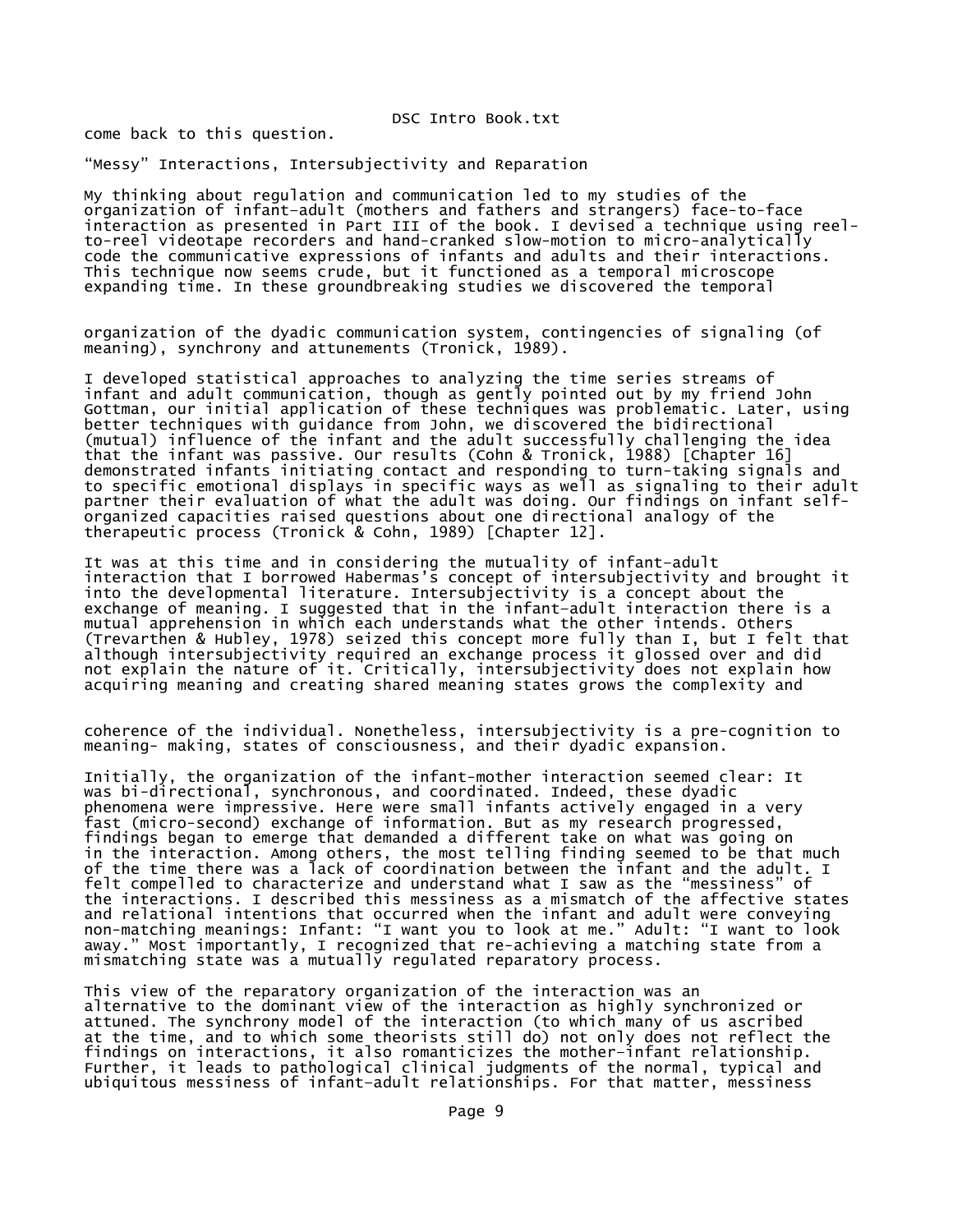come back to this question.

## “Messy” Interactions, Intersubjectivity and Reparation

My thinking about regulation and communication led to my studies of the organization of infant-adult (mothers and fathers and strangers) face-to-face interaction as presented in Part III of the book. I devised a technique using reel-to-reel videotape recorders and hand-cranked slow-motion to micro-analytically code the communicative expressions of infants and adults and their interactions. This technique now seems crude, but it functioned as a temporal microscope expanding time. In these groundbreaking studies we discovered the temporal organization of the dyadic communication system, contingencies of signaling (of meaning), synchrony and attunements (Tronick, 1989).

I developed statistical approaches to analyzing the time series streams of infant and adult communication, though as gently pointed out by my friend John Gottman, our initial application of these techniques was problematic. Later, using better techniques with guidance from John, we discovered the bidirectional (mutual) influence of the infant and the adult successfully challenging the idea that the infant was passive. Our results (Cohn & Tronick, 1988) [Chapter 16] demonstrated infants initiating contact and responding to turn-taking signals and to specific emotional displays in specific ways as well as signaling to their adult partner their evaluation of what the adult was doing. Our findings on infant self-organized capacities raised questions about one directional analogy of the therapeutic process (Tronick & Cohn, 1989) [Chapter 12].

It was at this time and in considering the mutuality of infant-adult interaction that I borrowed Habermas’s concept of intersubjectivity and brought it into the developmental literature. Intersubjectivity is a concept about the exchange of meaning. I suggested that in the infant-adult interaction there is a mutual apprehension in which each understands what the other intends. Others (Trevarthen & Hubley, 1978) seized this concept more fully than I, but I felt that although intersubjectivity required an exchange process it glossed over and did not explain the nature of it. Critically, intersubjectivity does not explain how acquiring meaning and creating shared meaning states grows the complexity and coherence of the individual. Nonetheless, intersubjectivity is a pre-cognition to meaning- making, states of consciousness, and their dyadic expansion.

Initially, the organization of the infant-mother interaction seemed clear: It was bi-directional, synchronous, and coordinated. Indeed, these dyadic phenomena were impressive. Here were small infants actively engaged in a very fast (micro-second) exchange of information. But as my research progressed, findings began to emerge that demanded a different take on what was going on in the interaction. Among others, the most telling finding seemed to be that much of the time there was a lack of coordination between the infant and the adult. I felt compelled to characterize and understand what I saw as the “messiness” of the interactions. I described this messiness as a mismatch of the affective states and relational intentions that occurred when the infant and adult were conveying non-matching meanings: Infant: “I want you to look at me.” Adult: “I want to look away.” Most importantly, I recognized that re-achieving a matching state from a mismatching state was a mutually regulated reparatory process.

This view of the reparatory organization of the interaction was an alternative to the dominant view of the interaction as highly synchronized or attuned. The synchrony model of the interaction (to which many of us ascribed at the time, and to which some theorists still do) not only does not reflect the findings on interactions, it also romanticizes the mother-infant relationship. Further, it leads to pathological clinical judgments of the normal, typical and ubiquitous messiness of infant-adult relationships. For that matter, messiness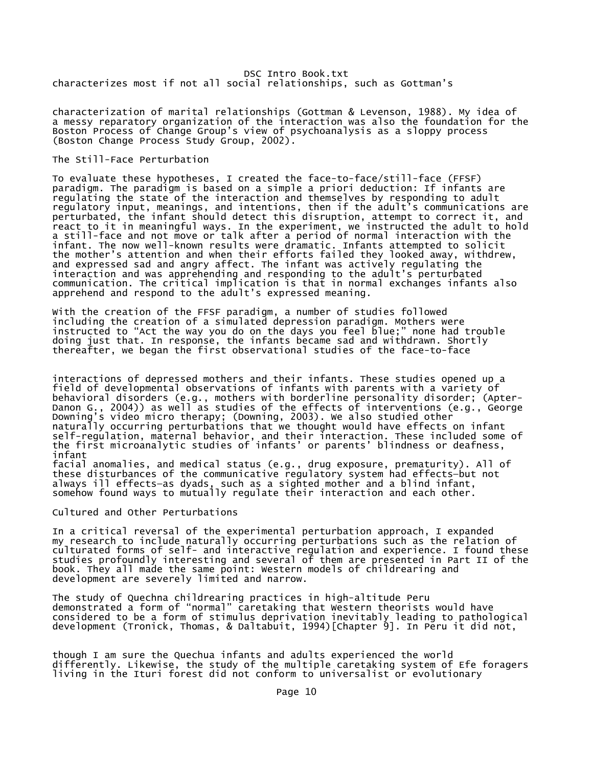characterizes most if not all social relationships, such as Gottman's

characterization of marital relationships (Gottman & Levenson, 1988). My idea of a messy reparatory organization of the interaction was also the foundation for the Boston Process of Change Group's view of psychoanalysis as a sloppy process (Boston Change Process Study Group, 2002).

## The Still-Face Perturbation

To evaluate these hypotheses, I created the face-to-face/still-face (FFSF) paradigm. The paradigm is based on a simple a priori deduction: If infants are regulating the state of the interaction and themselves by responding to adult regulatory input, meanings, and intentions, then if the adult's communications are perturbated, the infant should detect this disruption, attempt to correct it, and react to it in meaningful ways. In the experiment, we instructed the adult to hold a still-face and not move or talk after a period of normal interaction with the infant. The now well-known results were dramatic. Infants attempted to solicit the mother's attention and when their efforts failed they looked away, withdrew, and expressed sad and angry affect. The infant was actively regulating the interaction and was apprehending and responding to the adult's perturbated communication. The critical implication is that in normal exchanges infants also apprehend and respond to the adult's expressed meaning.

With the creation of the FFSF paradigm, a number of studies followed including the creation of a simulated depression paradigm. Mothers were instructed to "Act the way you do on the days you feel blue;" none had trouble doing just that. In response, the infants became sad and withdrawn. Shortly thereafter, we began the first observational studies of the face-to-face

interactions of depressed mothers and their infants. These studies opened up a field of developmental observations of infants with parents with a variety of behavioral disorders (e.g., mothers with borderline personality disorder; (Apter-Danon G., 2004)) as well as studies of the effects of interventions (e.g., George Downing's video micro therapy; (Downing, 2003). We also studied other naturally occurring perturbations that we thought would have effects on infant self-regulation, maternal behavior, and their interaction. These included some of the first microanalytic studies of infants' or parents' blindness or deafness, infant
facial anomalies, and medical status (e.g., drug exposure, prematurity). All of these disturbances of the communicative regulatory system had effects—but not always ill effects—as dyads, such as a sighted mother and a blind infant, somehow found ways to mutually regulate their interaction and each other.

## Cultured and Other Perturbations

In a critical reversal of the experimental perturbation approach, I expanded my research to include naturally occurring perturbations such as the relation of culturated forms of self- and interactive regulation and experience. I found these studies profoundly interesting and several of them are presented in Part II of the book. They all made the same point: Western models of childrearing and development are severely limited and narrow.

The study of Quechna childrearing practices in high-altitude Peru demonstrated a form of "normal" caretaking that Western theorists would have considered to be a form of stimulus deprivation inevitably leading to pathological development (Tronick, Thomas, & Daltabuit, 1994)[Chapter 9]. In Peru it did not,

though I am sure the Quechua infants and adults experienced the world differently. Likewise, the study of the multiple caretaking system of Efe foragers living in the Ituri forest did not conform to universalist or evolutionary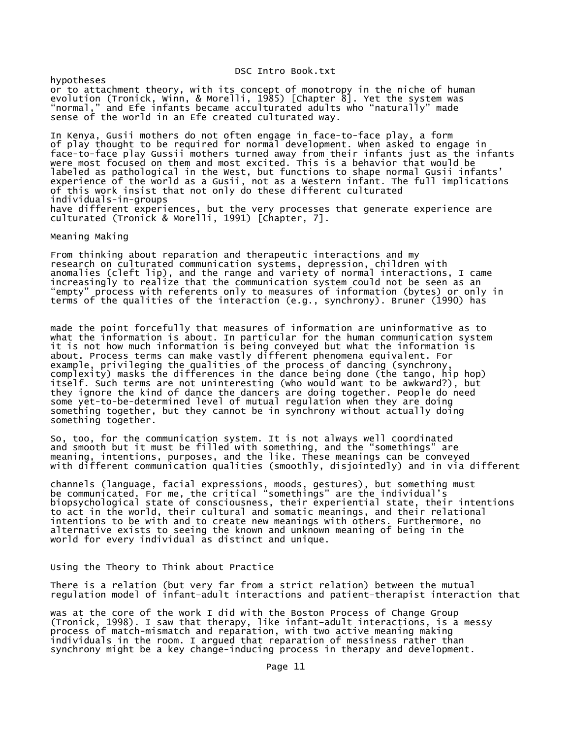hypotheses
or to attachment theory, with its concept of monotropy in the niche of human evolution (Tronick, Winn, & Morelli, 1985) [Chapter 8]. Yet the system was "normal," and Efe infants became acculturated adults who "naturally" made sense of the world in an Efe created culturated way.

In Kenya, Gusii mothers do not often engage in face-to-face play, a form of play thought to be required for normal development. When asked to engage in face-to-face play Gussii mothers turned away from their infants just as the infants were most focused on them and most excited. This is a behavior that would be labeled as pathological in the West, but functions to shape normal Gusii infants' experience of the world as a Gusii, not as a Western infant. The full implications of this work insist that not only do these different culturated individuals-in-groups
have different experiences, but the very processes that generate experience are culturated (Tronick & Morelli, 1991) [Chapter, 7].

## Meaning Making

From thinking about reparation and therapeutic interactions and my research on culturated communication systems, depression, children with anomalies (cleft lip), and the range and variety of normal interactions, I came increasingly to realize that the communication system could not be seen as an "empty" process with referents only to measures of information (bytes) or only in terms of the qualities of the interaction (e.g., synchrony). Bruner (1990) has

made the point forcefully that measures of information are uninformative as to what the information is about. In particular for the human communication system it is not how much information is being conveyed but what the information is about. Process terms can make vastly different phenomena equivalent. For example, privileging the qualities of the process of dancing (synchrony, complexity) masks the differences in the dance being done (the tango, hip hop) itself. Such terms are not uninteresting (who would want to be awkward?), but they ignore the kind of dance the dancers are doing together. People do need some yet-to-be-determined level of mutual regulation when they are doing something together, but they cannot be in synchrony without actually doing something together.

So, too, for the communication system. It is not always well coordinated and smooth but it must be filled with something, and the "somethings" are meaning, intentions, purposes, and the like. These meanings can be conveyed with different communication qualities (smoothly, disjointedly) and in via different

channels (language, facial expressions, moods, gestures), but something must be communicated. For me, the critical "somethings" are the individual's biopsychological state of consciousness, their experiential state, their intentions to act in the world, their cultural and somatic meanings, and their relational intentions to be with and to create new meanings with others. Furthermore, no alternative exists to seeing the known and unknown meaning of being in the world for every individual as distinct and unique.

## Using the Theory to Think about Practice

There is a relation (but very far from a strict relation) between the mutual regulation model of infant–adult interactions and patient–therapist interaction that

was at the core of the work I did with the Boston Process of Change Group (Tronick, 1998). I saw that therapy, like infant–adult interactions, is a messy process of match-mismatch and reparation, with two active meaning making individuals in the room. I argued that reparation of messiness rather than synchrony might be a key change-inducing process in therapy and development.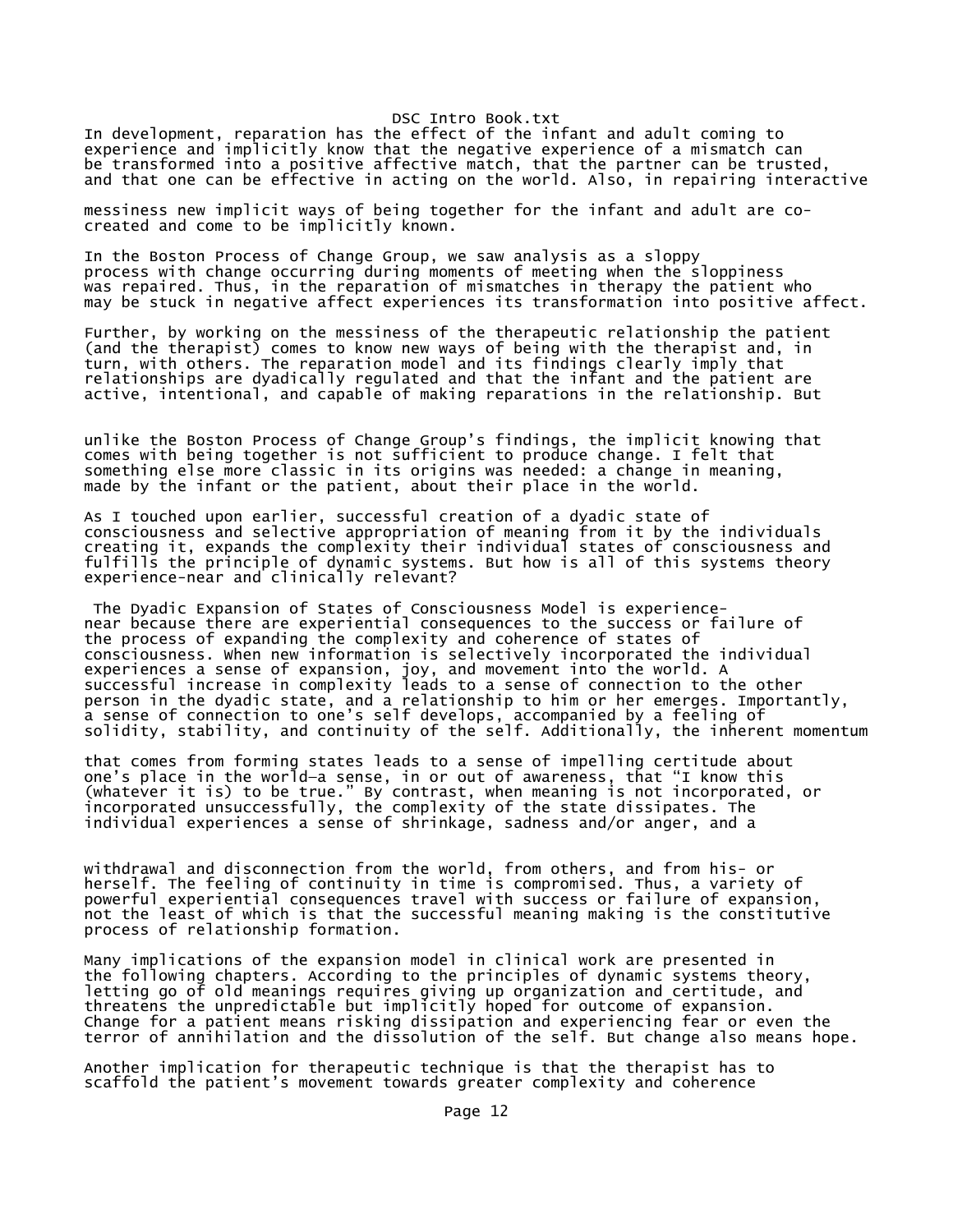In development, reparation has the effect of the infant and adult coming to experience and implicitly know that the negative experience of a mismatch can be transformed into a positive affective match, that the partner can be trusted, and that one can be effective in acting on the world. Also, in repairing interactive messiness new implicit ways of being together for the infant and adult are co-created and come to be implicitly known.

In the Boston Process of Change Group, we saw analysis as a sloppy process with change occurring during moments of meeting when the sloppiness was repaired. Thus, in the reparation of mismatches in therapy the patient who may be stuck in negative affect experiences its transformation into positive affect.

Further, by working on the messiness of the therapeutic relationship the patient (and the therapist) comes to know new ways of being with the therapist and, in turn, with others. The reparation model and its findings clearly imply that relationships are dyadically regulated and that the infant and the patient are active, intentional, and capable of making reparations in the relationship. But unlike the Boston Process of Change Group's findings, the implicit knowing that comes with being together is not sufficient to produce change. I felt that something else more classic in its origins was needed: a change in meaning, made by the infant or the patient, about their place in the world.

As I touched upon earlier, successful creation of a dyadic state of consciousness and selective appropriation of meaning from it by the individuals creating it, expands the complexity their individual states of consciousness and fulfills the principle of dynamic systems. But how is all of this systems theory experience-near and clinically relevant?

The Dyadic Expansion of States of Consciousness Model is experience-near because there are experiential consequences to the success or failure of the process of expanding the complexity and coherence of states of consciousness. When new information is selectively incorporated the individual experiences a sense of expansion, joy, and movement into the world. A successful increase in complexity leads to a sense of connection to the other person in the dyadic state, and a relationship to him or her emerges. Importantly, a sense of connection to one's self develops, accompanied by a feeling of solidity, stability, and continuity of the self. Additionally, the inherent momentum that comes from forming states leads to a sense of impelling certitude about one's place in the world—a sense, in or out of awareness, that "I know this (whatever it is) to be true." By contrast, when meaning is not incorporated, or incorporated unsuccessfully, the complexity of the state dissipates. The individual experiences a sense of shrinkage, sadness and/or anger, and a withdrawal and disconnection from the world, from others, and from his- or herself. The feeling of continuity in time is compromised. Thus, a variety of powerful experiential consequences travel with success or failure of expansion, not the least of which is that the successful meaning making is the constitutive process of relationship formation.

Many implications of the expansion model in clinical work are presented in the following chapters. According to the principles of dynamic systems theory, letting go of old meanings requires giving up organization and certitude, and threatens the unpredictable but implicitly hoped for outcome of expansion. Change for a patient means risking dissipation and experiencing fear or even the terror of annihilation and the dissolution of the self. But change also means hope.

Another implication for therapeutic technique is that the therapist has to scaffold the patient's movement towards greater complexity and coherence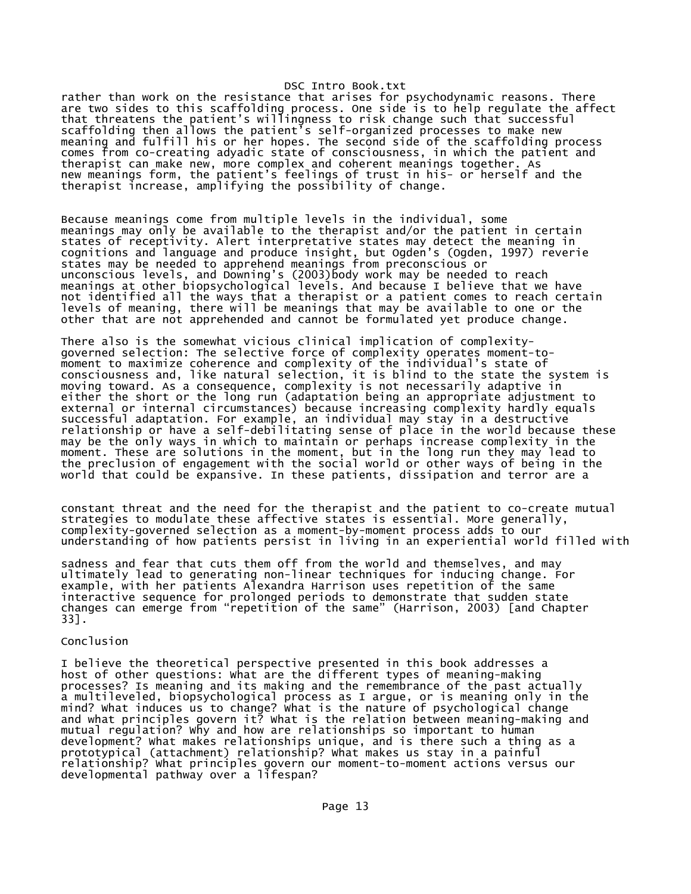rather than work on the resistance that arises for psychodynamic reasons. There are two sides to this scaffolding process. One side is to help regulate the affect that threatens the patient's willingness to risk change such that successful scaffolding then allows the patient's self-organized processes to make new meaning and fulfill his or her hopes. The second side of the scaffolding process comes from co-creating adyadic state of consciousness, in which the patient and therapist can make new, more complex and coherent meanings together. As new meanings form, the patient's feelings of trust in his- or herself and the therapist increase, amplifying the possibility of change.

Because meanings come from multiple levels in the individual, some meanings may only be available to the therapist and/or the patient in certain states of receptivity. Alert interpretative states may detect the meaning in cognitions and language and produce insight, but Ogden's (Ogden, 1997) reverie states may be needed to apprehend meanings from preconscious or unconscious levels, and Downing's (2003)body work may be needed to reach meanings at other biopsychological levels. And because I believe that we have not identified all the ways that a therapist or a patient comes to reach certain levels of meaning, there will be meanings that may be available to one or the other that are not apprehended and cannot be formulated yet produce change.

There also is the somewhat vicious clinical implication of complexity-governed selection: The selective force of complexity operates moment-to-moment to maximize coherence and complexity of the individual's state of consciousness and, like natural selection, it is blind to the state the system is moving toward. As a consequence, complexity is not necessarily adaptive in either the short or the long run (adaptation being an appropriate adjustment to external or internal circumstances) because increasing complexity hardly equals successful adaptation. For example, an individual may stay in a destructive relationship or have a self-debilitating sense of place in the world because these may be the only ways in which to maintain or perhaps increase complexity in the moment. These are solutions in the moment, but in the long run they may lead to the preclusion of engagement with the social world or other ways of being in the world that could be expansive. In these patients, dissipation and terror are a constant threat and the need for the therapist and the patient to co-create mutual strategies to modulate these affective states is essential. More generally, complexity-governed selection as a moment-by-moment process adds to our understanding of how patients persist in living in an experiential world filled with sadness and fear that cuts them off from the world and themselves, and may ultimately lead to generating non-linear techniques for inducing change. For example, with her patients Alexandra Harrison uses repetition of the same interactive sequence for prolonged periods to demonstrate that sudden state changes can emerge from "repetition of the same" (Harrison, 2003) [and Chapter 33].

## Conclusion

I believe the theoretical perspective presented in this book addresses a host of other questions: What are the different types of meaning-making processes? Is meaning and its making and the remembrance of the past actually a multileveled, biopsychological process as I argue, or is meaning only in the mind? What induces us to change? What is the nature of psychological change and what principles govern it? What is the relation between meaning-making and mutual regulation? Why and how are relationships so important to human development? What makes relationships unique, and is there such a thing as a prototypical (attachment) relationship? What makes us stay in a painful relationship? What principles govern our moment-to-moment actions versus our developmental pathway over a lifespan?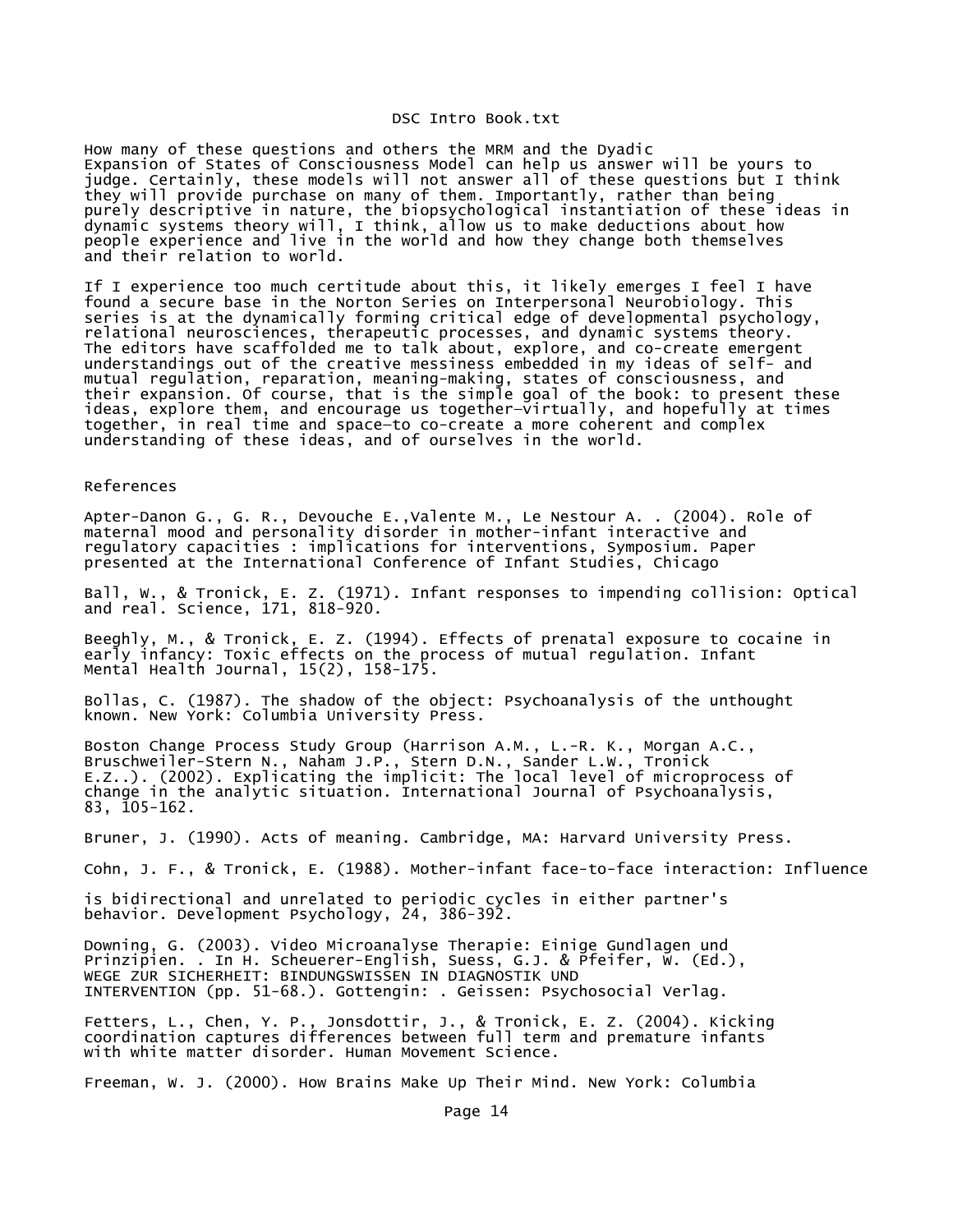How many of these questions and others the MRM and the Dyadic Expansion of States of Consciousness Model can help us answer will be yours to judge. Certainly, these models will not answer all of these questions but I think they will provide purchase on many of them. Importantly, rather than being purely descriptive in nature, the biopsychological instantiation of these ideas in dynamic systems theory will, I think, allow us to make deductions about how people experience and live in the world and how they change both themselves and their relation to world.

If I experience too much certitude about this, it likely emerges I feel I have found a secure base in the Norton Series on Interpersonal Neurobiology. This series is at the dynamically forming critical edge of developmental psychology, relational neurosciences, therapeutic processes, and dynamic systems theory. The editors have scaffolded me to talk about, explore, and co-create emergent understandings out of the creative messiness embedded in my ideas of self- and mutual regulation, reparation, meaning-making, states of consciousness, and their expansion. Of course, that is the simple goal of the book: to present these ideas, explore them, and encourage us together—virtually, and hopefully at times together, in real time and space—to co-create a more coherent and complex understanding of these ideas, and of ourselves in the world.

## References

Apter-Danon G., G. R., Devouche E.,Valente M., Le Nestour A. . (2004). Role of maternal mood and personality disorder in mother-infant interactive and regulatory capacities : implications for interventions, Symposium. Paper presented at the International Conference of Infant Studies, Chicago

Ball, W., & Tronick, E. Z. (1971). Infant responses to impending collision: Optical and real. Science, 171, 818-920.

Beeghly, M., & Tronick, E. Z. (1994). Effects of prenatal exposure to cocaine in early infancy: Toxic effects on the process of mutual regulation. Infant Mental Health Journal, 15(2), 158-175.

Bollas, C. (1987). The shadow of the object: Psychoanalysis of the unthought known. New York: Columbia University Press.

Boston Change Process Study Group (Harrison A.M., L.-R. K., Morgan A.C., Bruschweiler-Stern N., Naham J.P., Stern D.N., Sander L.W., Tronick E.Z..). (2002). Explicating the implicit: The local level of microprocess of change in the analytic situation. International Journal of Psychoanalysis, 83, 105-162.

Bruner, J. (1990). Acts of meaning. Cambridge, MA: Harvard University Press.

Cohn, J. F., & Tronick, E. (1988). Mother-infant face-to-face interaction: Influence is bidirectional and unrelated to periodic cycles in either partner's behavior. Development Psychology, 24, 386-392.

Downing, G. (2003). Video Microanalyse Therapie: Einige Gundlagen und Prinzipien. . In H. Scheuerer-English, Suess, G.J. & Pfeifer, W. (Ed.), WEGE ZUR SICHERHEIT: BINDUNGSWISSEN IN DIAGNOSTIK UND INTERVENTION (pp. 51-68.). Gottengin: . Geissen: Psychosocial Verlag.

Fetters, L., Chen, Y. P., Jonsdottir, J., & Tronick, E. Z. (2004). Kicking coordination captures differences between full term and premature infants with white matter disorder. Human Movement Science.

Freeman, W. J. (2000). How Brains Make Up Their Mind. New York: Columbia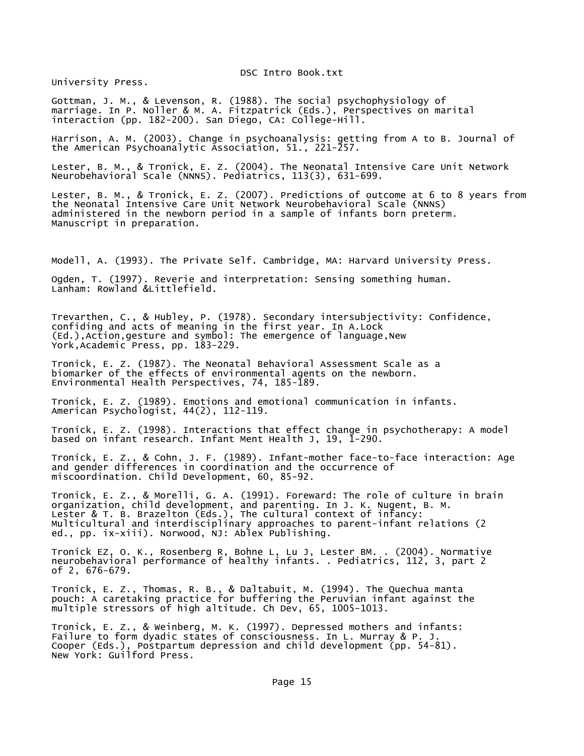University Press.

Gottman, J. M., & Levenson, R. (1988). The social psychophysiology of marriage. In P. Noller & M. A. Fitzpatrick (Eds.), Perspectives on marital interaction (pp. 182-200). San Diego, CA: College-Hill.

Harrison, A. M. (2003). Change in psychoanalysis: getting from A to B. Journal of the American Psychoanalytic Association, 51., 221-257.

Lester, B. M., & Tronick, E. Z. (2004). The Neonatal Intensive Care Unit Network Neurobehavioral Scale (NNNS). Pediatrics, 113(3), 631-699.

Lester, B. M., & Tronick, E. Z. (2007). Predictions of outcome at 6 to 8 years from the Neonatal Intensive Care Unit Network Neurobehavioral Scale (NNNS) administered in the newborn period in a sample of infants born preterm. Manuscript in preparation.

Modell, A. (1993). The Private Self. Cambridge, MA: Harvard University Press.

Ogden, T. (1997). Reverie and interpretation: Sensing something human. Lanham: Rowland &Littlefield.

Trevarthen, C., & Hubley, P. (1978). Secondary intersubjectivity: Confidence, confiding and acts of meaning in the first year. In A.Lock (Ed.),Action,gesture and symbol: The emergence of language,New York,Academic Press, pp. 183-229.

Tronick, E. Z. (1987). The Neonatal Behavioral Assessment Scale as a biomarker of the effects of environmental agents on the newborn. Environmental Health Perspectives, 74, 185-189.

Tronick, E. Z. (1989). Emotions and emotional communication in infants. American Psychologist, 44(2), 112-119.

Tronick, E. Z. (1998). Interactions that effect change in psychotherapy: A model based on infant research. Infant Ment Health J, 19, 1-290.

Tronick, E. Z., & Cohn, J. F. (1989). Infant-mother face-to-face interaction: Age and gender differences in coordination and the occurrence of miscoordination. Child Development, 60, 85-92.

Tronick, E. Z., & Morelli, G. A. (1991). Foreward: The role of culture in brain organization, child development, and parenting. In J. K. Nugent, B. M. Lester & T. B. Brazelton (Eds.), The cultural context of infancy: Multicultural and interdisciplinary approaches to parent-infant relations (2 ed., pp. ix-xiii). Norwood, NJ: Ablex Publishing.

Tronick EZ, O. K., Rosenberg R, Bohne L, Lu J, Lester BM. . (2004). Normative neurobehavioral performance of healthy infants. . Pediatrics, 112, 3, part 2 of 2, 676-679.

Tronick, E. Z., Thomas, R. B., & Daltabuit, M. (1994). The Quechua manta pouch: A caretaking practice for buffering the Peruvian infant against the multiple stressors of high altitude. Ch Dev, 65, 1005-1013.

Tronick, E. Z., & Weinberg, M. K. (1997). Depressed mothers and infants: Failure to form dyadic states of consciousness. In L. Murray & P. J. Cooper (Eds.), Postpartum depression and child development (pp. 54-81). New York: Guilford Press.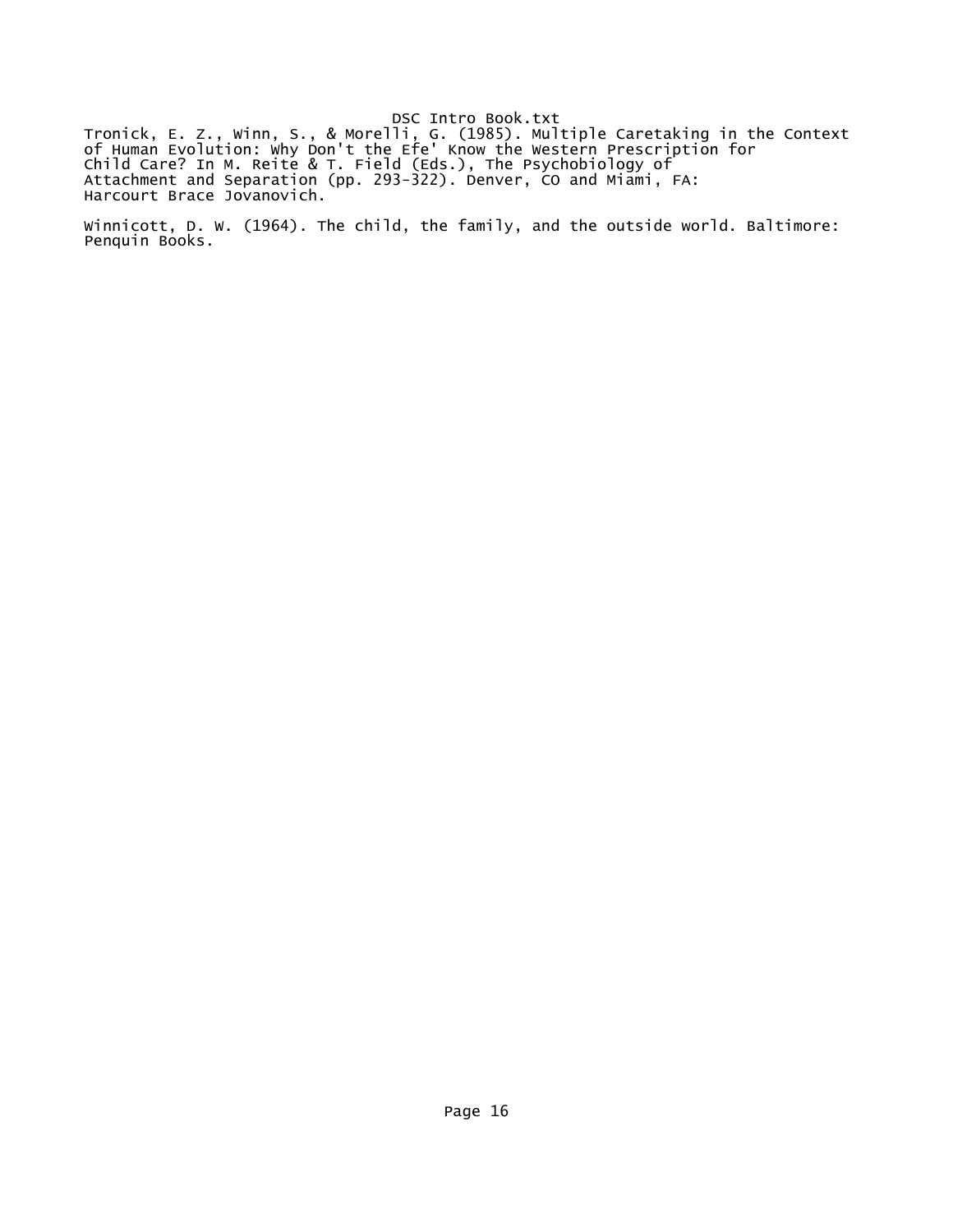Tronick, E. Z., Winn, S., & Morelli, G. (1985). Multiple Caretaking in the Context of Human Evolution: Why Don't the Efe' Know the Western Prescription for Child Care? In M. Reite & T. Field (Eds.), The Psychobiology of Attachment and Separation (pp. 293-322). Denver, CO and Miami, FA: Harcourt Brace Jovanovich.

Winnicott, D. W. (1964). The child, the family, and the outside world. Baltimore: Penquin Books.